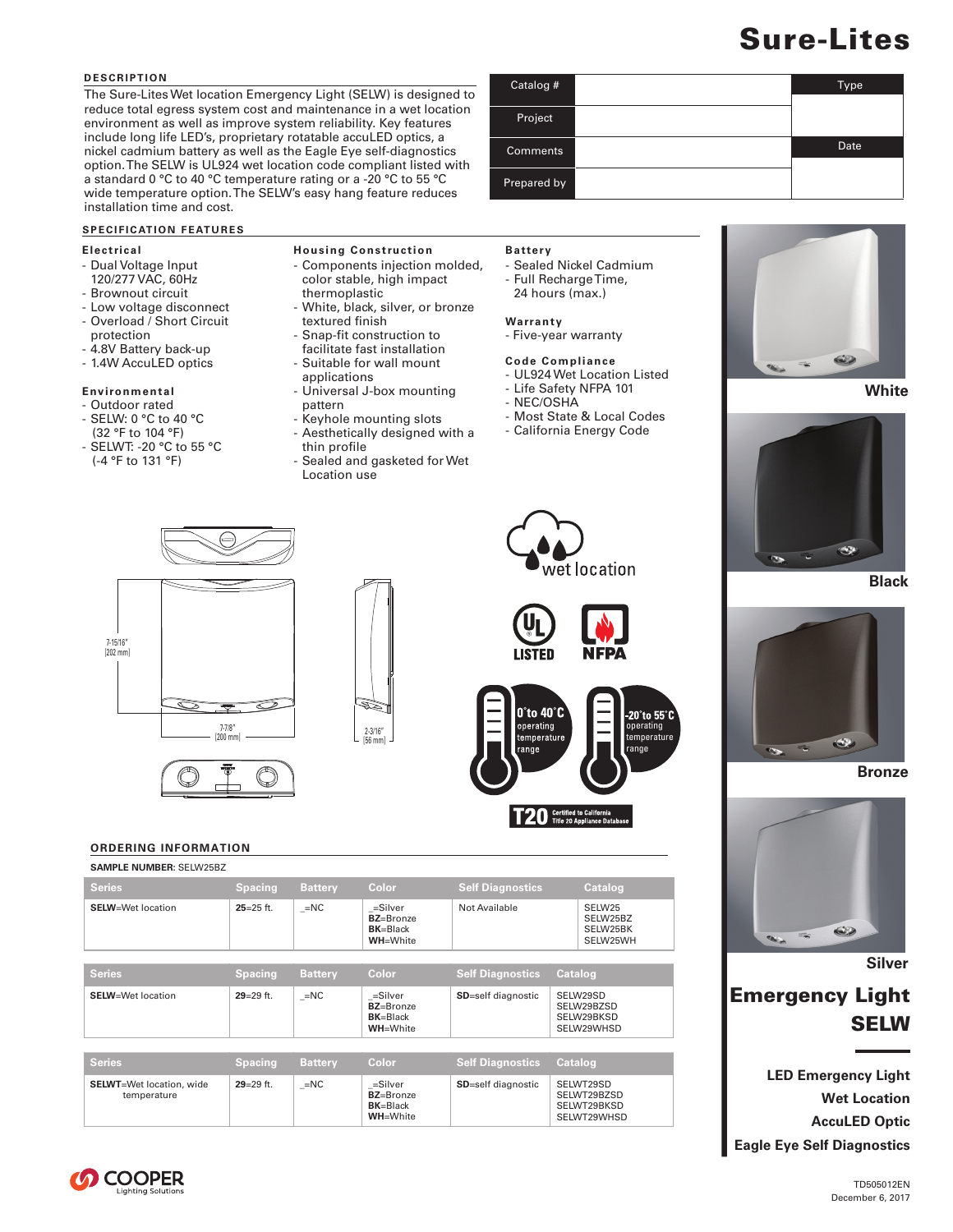# Sure-Lites

## DESCRIPTION

The Sure-Lites Wet location Emergency Light (SELW) is designed to reduce total egress system cost and maintenance in a wet location environment as well as improve system reliability. Key features include long life LED's, proprietary rotatable accuLED optics, a nickel cadmium battery as well as the Eagle Eye self-diagnostics option. The SELW is UL924 wet location code compliant listed with a standard 0 °C to 40 °C temperature rating or a -20 °C to 55 °C wide temperature option. The SELW's easy hang feature reduces installation time and cost.

| Catalog # | | Type |
|---|---|---|
| Project | | |
| Comments | | Date |
| Prepared by | | |

## SPECIFICATION FEATURES

### Electrical

- Dual Voltage Input 120/277 VAC, 60Hz
- Brownout circuit
- Low voltage disconnect
- Overload / Short Circuit protection
- 4.8V Battery back-up
- 1.4W AccuLED optics

### Environmental

- Outdoor rated
- SELW: 0 °C to 40 °C (32 °F to 104 °F)
- SELWT: -20 °C to 55 °C (-4 °F to 131 °F)

### Housing Construction

- Components injection molded, color stable, high impact thermoplastic
- White, black, silver, or bronze textured finish
- Snap-fit construction to facilitate fast installation
- Suitable for wall mount applications
- Universal J-box mounting pattern
- Keyhole mounting slots
- Aesthetically designed with a thin profile
- Sealed and gasketed for Wet Location use

### Battery

- Sealed Nickel Cadmium
- Full Recharge Time, 24 hours (max.)

### Warranty

- Five-year warranty

### Code Compliance

- UL924 Wet Location Listed
- Life Safety NFPA 101
- NEC/OSHA
- Most State & Local Codes
- California Energy Code

White

Black

Bronze

Silver

7-15/16" [202 mm]

7-7/8" [200 mm]

2-3/16" [56 mm]

wet location

LISTED

NFPA

0°to 40°C operating temperature range

-20°to 55°C operating temperature range

T20 Certified to California Title 20 Appliance Database

## ORDERING INFORMATION

**SAMPLE NUMBER:** SELW25BZ

| Series | Spacing | Battery | Color | Self Diagnostics | Catalog |
|---|---|---|---|---|---|
| **SELW**=Wet location | **25**=25 ft. | _=NC | _=Silver<br>**BZ**=Bronze<br>**BK**=Black<br>**WH**=White | Not Available | SELW25<br>SELW25BZ<br>SELW25BK<br>SELW25WH |

| Series | Spacing | Battery | Color | Self Diagnostics | Catalog |
|---|---|---|---|---|---|
| **SELW**=Wet location | **29**=29 ft. | _=NC | _=Silver<br>**BZ**=Bronze<br>**BK**=Black<br>**WH**=White | **SD**=self diagnostic | SELW29SD<br>SELW29BZSD<br>SELW29BKSD<br>SELW29WHSD |

| Series | Spacing | Battery | Color | Self Diagnostics | Catalog |
|---|---|---|---|---|---|
| **SELWT**=Wet location, wide temperature | **29**=29 ft. | _=NC | _=Silver<br>**BZ**=Bronze<br>**BK**=Black<br>**WH**=White | **SD**=self diagnostic | SELWT29SD<br>SELWT29BZSD<br>SELWT29BKSD<br>SELWT29WHSD |

## Emergency Light SELW

**LED Emergency Light**
**Wet Location**
**AccuLED Optic**
**Eagle Eye Self Diagnostics**

COOPER Lighting Solutions

TD505012EN
December 6, 2017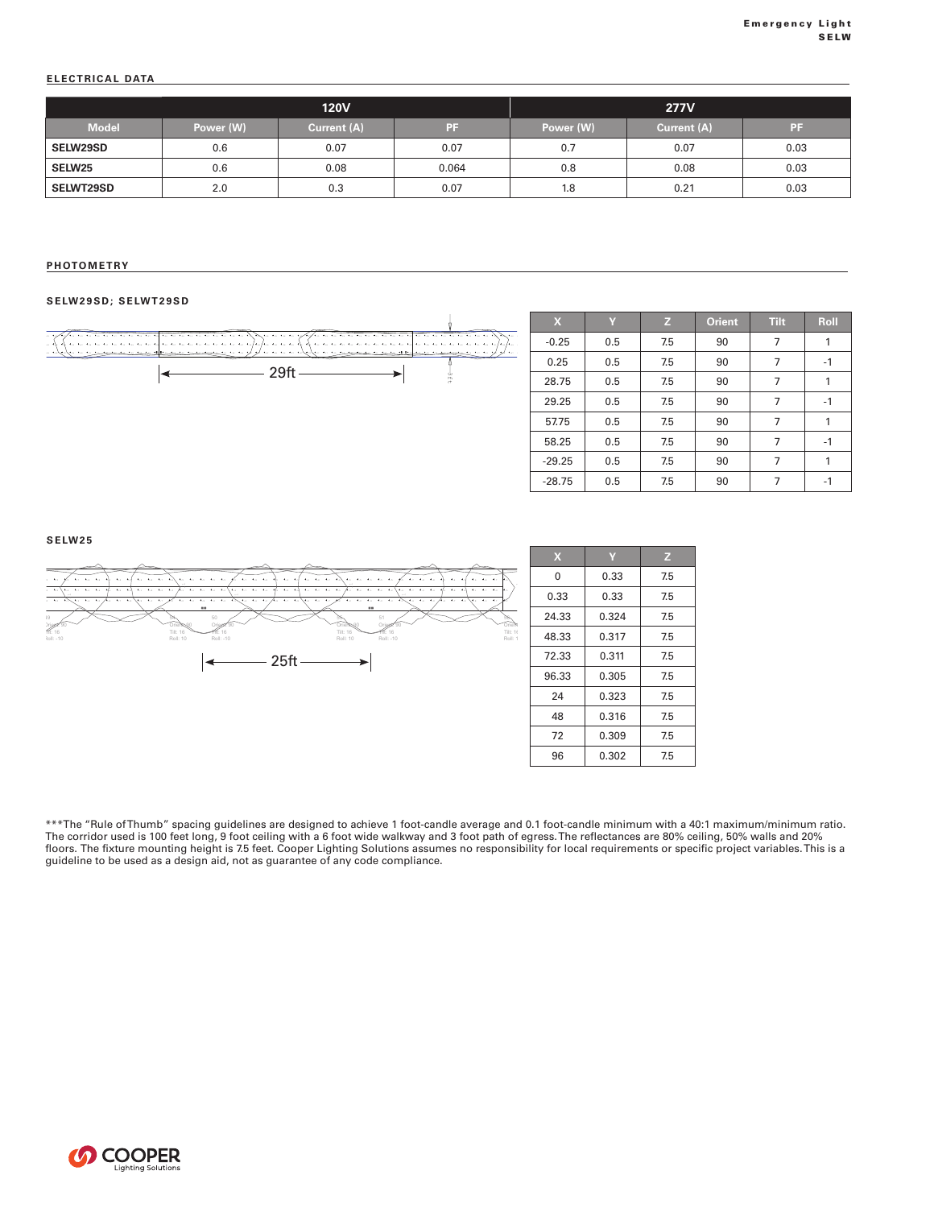## ELECTRICAL DATA

| | 120V | | | 277V | | |
|---|---|---|---|---|---|---|
| Model | Power (W) | Current (A) | PF | Power (W) | Current (A) | PF |
| SELW29SD | 0.6 | 0.07 | 0.07 | 0.7 | 0.07 | 0.03 |
| SELW25 | 0.6 | 0.08 | 0.064 | 0.8 | 0.08 | 0.03 |
| SELWT29SD | 2.0 | 0.3 | 0.07 | 1.8 | 0.21 | 0.03 |

## PHOTOMETRY

### SELW29SD; SELWT29SD

29ft

| X | Y | Z | Orient | Tilt | Roll |
|---|---|---|---|---|---|
| -0.25 | 0.5 | 7.5 | 90 | 7 | 1 |
| 0.25 | 0.5 | 7.5 | 90 | 7 | -1 |
| 28.75 | 0.5 | 7.5 | 90 | 7 | 1 |
| 29.25 | 0.5 | 7.5 | 90 | 7 | -1 |
| 57.75 | 0.5 | 7.5 | 90 | 7 | 1 |
| 58.25 | 0.5 | 7.5 | 90 | 7 | -1 |
| -29.25 | 0.5 | 7.5 | 90 | 7 | 1 |
| -28.75 | 0.5 | 7.5 | 90 | 7 | -1 |

### SELW25

25ft

| X | Y | Z |
|---|---|---|
| 0 | 0.33 | 7.5 |
| 0.33 | 0.33 | 7.5 |
| 24.33 | 0.324 | 7.5 |
| 48.33 | 0.317 | 7.5 |
| 72.33 | 0.311 | 7.5 |
| 96.33 | 0.305 | 7.5 |
| 24 | 0.323 | 7.5 |
| 48 | 0.316 | 7.5 |
| 72 | 0.309 | 7.5 |
| 96 | 0.302 | 7.5 |

***The "Rule of Thumb" spacing guidelines are designed to achieve 1 foot-candle average and 0.1 foot-candle minimum with a 40:1 maximum/minimum ratio. The corridor used is 100 feet long, 9 foot ceiling with a 6 foot wide walkway and 3 foot path of egress. The reflectances are 80% ceiling, 50% walls and 20% floors. The fixture mounting height is 7.5 feet. Cooper Lighting Solutions assumes no responsibility for local requirements or specific project variables. This is a guideline to be used as a design aid, not as guarantee of any code compliance.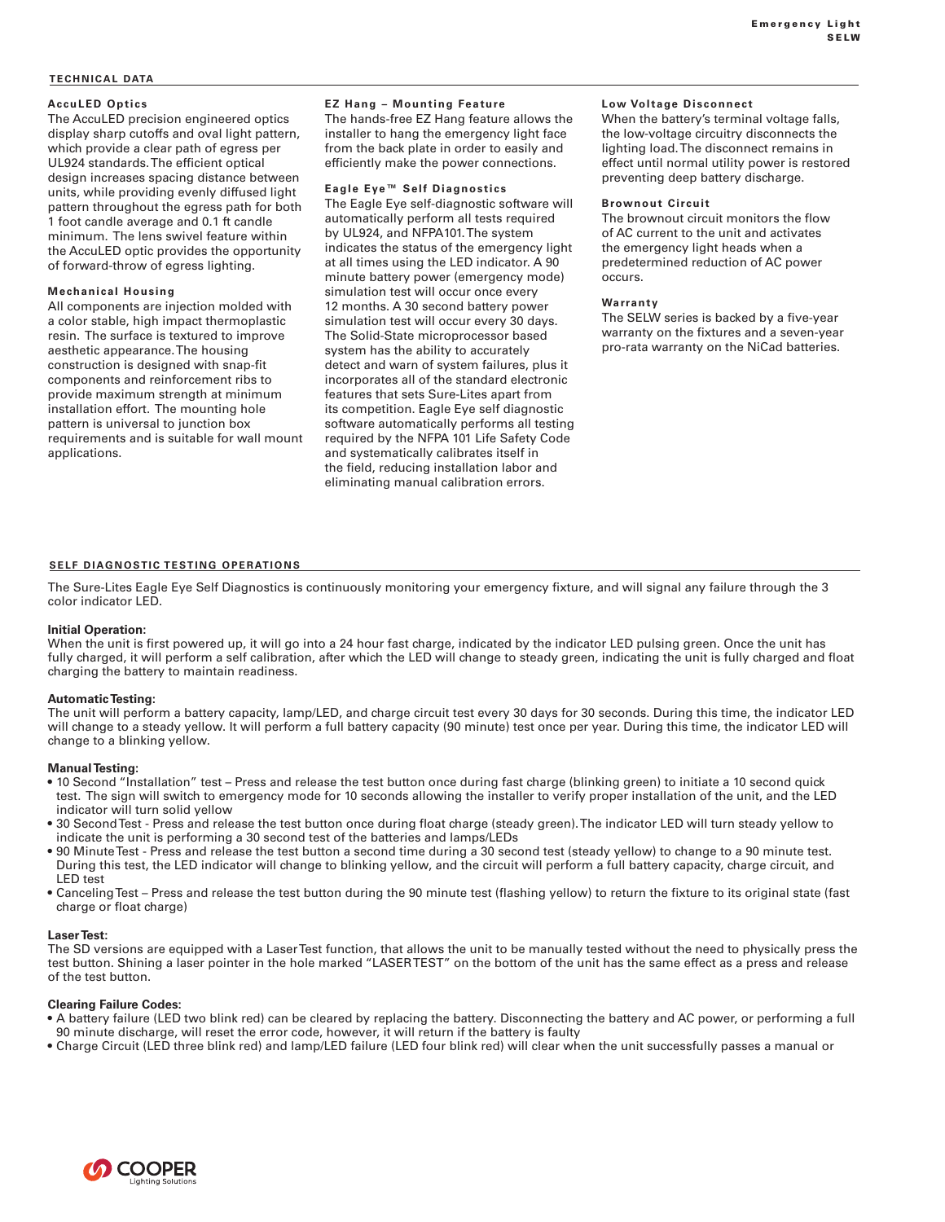## TECHNICAL DATA

### AccuLED Optics

The AccuLED precision engineered optics display sharp cutoffs and oval light pattern, which provide a clear path of egress per UL924 standards. The efficient optical design increases spacing distance between units, while providing evenly diffused light pattern throughout the egress path for both 1 foot candle average and 0.1 ft candle minimum. The lens swivel feature within the AccuLED optic provides the opportunity of forward-throw of egress lighting.

### Mechanical Housing

All components are injection molded with a color stable, high impact thermoplastic resin. The surface is textured to improve aesthetic appearance. The housing construction is designed with snap-fit components and reinforcement ribs to provide maximum strength at minimum installation effort. The mounting hole pattern is universal to junction box requirements and is suitable for wall mount applications.

### EZ Hang – Mounting Feature

The hands-free EZ Hang feature allows the installer to hang the emergency light face from the back plate in order to easily and efficiently make the power connections.

### Eagle Eye™ Self Diagnostics

The Eagle Eye self-diagnostic software will automatically perform all tests required by UL924, and NFPA101. The system indicates the status of the emergency light at all times using the LED indicator. A 90 minute battery power (emergency mode) simulation test will occur once every 12 months. A 30 second battery power simulation test will occur every 30 days. The Solid-State microprocessor based system has the ability to accurately detect and warn of system failures, plus it incorporates all of the standard electronic features that sets Sure-Lites apart from its competition. Eagle Eye self diagnostic software automatically performs all testing required by the NFPA 101 Life Safety Code and systematically calibrates itself in the field, reducing installation labor and eliminating manual calibration errors.

### Low Voltage Disconnect

When the battery's terminal voltage falls, the low-voltage circuitry disconnects the lighting load. The disconnect remains in effect until normal utility power is restored preventing deep battery discharge.

### Brownout Circuit

The brownout circuit monitors the flow of AC current to the unit and activates the emergency light heads when a predetermined reduction of AC power occurs.

### Warranty

The SELW series is backed by a five-year warranty on the fixtures and a seven-year pro-rata warranty on the NiCad batteries.

## SELF DIAGNOSTIC TESTING OPERATIONS

The Sure-Lites Eagle Eye Self Diagnostics is continuously monitoring your emergency fixture, and will signal any failure through the 3 color indicator LED.

**Initial Operation:**
When the unit is first powered up, it will go into a 24 hour fast charge, indicated by the indicator LED pulsing green. Once the unit has fully charged, it will perform a self calibration, after which the LED will change to steady green, indicating the unit is fully charged and float charging the battery to maintain readiness.

**Automatic Testing:**
The unit will perform a battery capacity, lamp/LED, and charge circuit test every 30 days for 30 seconds. During this time, the indicator LED will change to a steady yellow. It will perform a full battery capacity (90 minute) test once per year. During this time, the indicator LED will change to a blinking yellow.

**Manual Testing:**

- 10 Second "Installation" test – Press and release the test button once during fast charge (blinking green) to initiate a 10 second quick test. The sign will switch to emergency mode for 10 seconds allowing the installer to verify proper installation of the unit, and the LED indicator will turn solid yellow
- 30 Second Test - Press and release the test button once during float charge (steady green). The indicator LED will turn steady yellow to indicate the unit is performing a 30 second test of the batteries and lamps/LEDs
- 90 Minute Test - Press and release the test button a second time during a 30 second test (steady yellow) to change to a 90 minute test. During this test, the LED indicator will change to blinking yellow, and the circuit will perform a full battery capacity, charge circuit, and LED test
- Canceling Test – Press and release the test button during the 90 minute test (flashing yellow) to return the fixture to its original state (fast charge or float charge)

**Laser Test:**
The SD versions are equipped with a Laser Test function, that allows the unit to be manually tested without the need to physically press the test button. Shining a laser pointer in the hole marked "LASER TEST" on the bottom of the unit has the same effect as a press and release of the test button.

**Clearing Failure Codes:**

- A battery failure (LED two blink red) can be cleared by replacing the battery. Disconnecting the battery and AC power, or performing a full 90 minute discharge, will reset the error code, however, it will return if the battery is faulty
- Charge Circuit (LED three blink red) and lamp/LED failure (LED four blink red) will clear when the unit successfully passes a manual or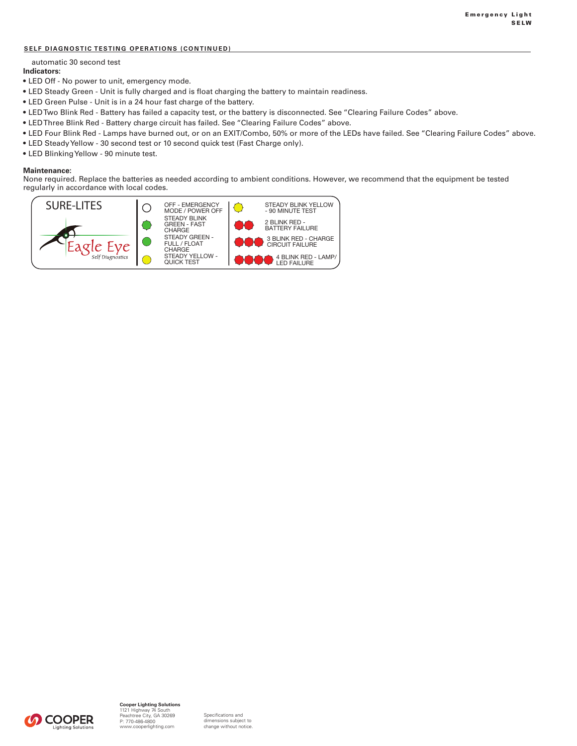## SELF DIAGNOSTIC TESTING OPERATIONS (CONTINUED)

automatic 30 second test

**Indicators:**

- LED Off - No power to unit, emergency mode.
- LED Steady Green - Unit is fully charged and is float charging the battery to maintain readiness.
- LED Green Pulse - Unit is in a 24 hour fast charge of the battery.
- LED Two Blink Red - Battery has failed a capacity test, or the battery is disconnected. See "Clearing Failure Codes" above.
- LED Three Blink Red - Battery charge circuit has failed. See "Clearing Failure Codes" above.
- LED Four Blink Red - Lamps have burned out, or on an EXIT/Combo, 50% or more of the LEDs have failed. See "Clearing Failure Codes" above.
- LED Steady Yellow - 30 second test or 10 second quick test (Fast Charge only).
- LED Blinking Yellow - 90 minute test.

**Maintenance:**

None required. Replace the batteries as needed according to ambient conditions. However, we recommend that the equipment be tested regularly in accordance with local codes.

SURE-LITES

Eagle Eye
Self Diagnostics

OFF - EMERGENCY MODE / POWER OFF
STEADY BLINK GREEN - FAST CHARGE
STEADY GREEN - FULL / FLOAT CHARGE
STEADY YELLOW - QUICK TEST
STEADY BLINK YELLOW - 90 MINUTE TEST
2 BLINK RED - BATTERY FAILURE
3 BLINK RED - CHARGE CIRCUIT FAILURE
4 BLINK RED - LAMP/ LED FAILURE

COOPER Lighting Solutions

**Cooper Lighting Solutions**
1121 Highway 74 South
Peachtree City, GA 30269
P: 770-486-4800
www.cooperlighting.com

Specifications and dimensions subject to change without notice.